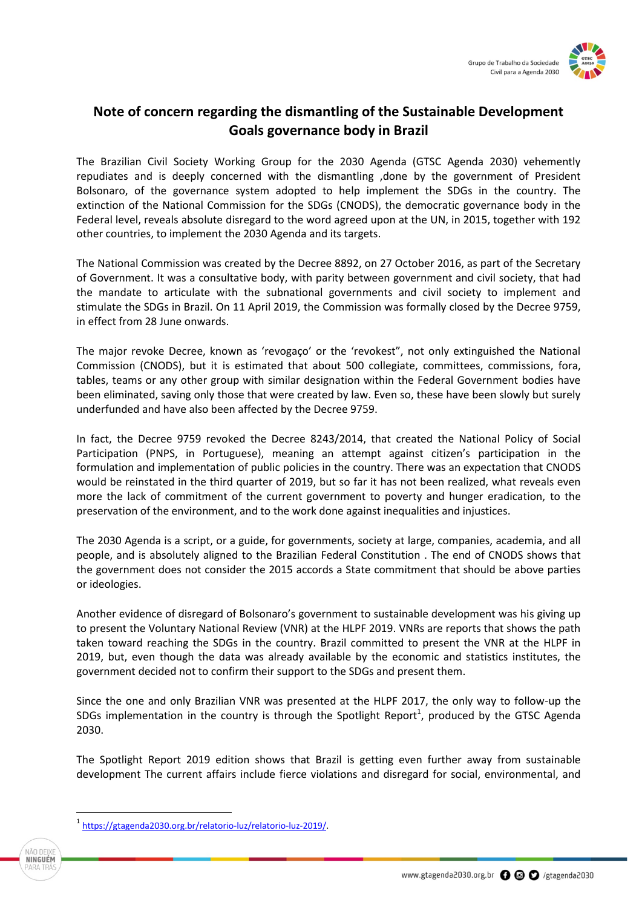# Note of concern regarding the dismantling of the Sustainable Development Goals governance body in Brazil

The Brazilian Civil Society Working Group for the 2030 Agenda (GTSC Agenda 2030) vehemently repudiates and is deeply concerned with the dismantling ,done by the government of President Bolsonaro, of the governance system adopted to help implement the SDGs in the country. The extinction of the National Commission for the SDGs (CNODS), the democratic governance body in the Federal level, reveals absolute disregard to the word agreed upon at the UN, in 2015, together with 192 other countries, to implement the 2030 Agenda and its targets.

The National Commission was created by the Decree 8892, on 27 October 2016, as part of the Secretary of Government. It was a consultative body, with parity between government and civil society, that had the mandate to articulate with the subnational governments and civil society to implement and stimulate the SDGs in Brazil. On 11 April 2019, the Commission was formally closed by the Decree 9759, in effect from 28 June onwards.

The major revoke Decree, known as 'revogaço' or the 'revokest", not only extinguished the National Commission (CNODS), but it is estimated that about 500 collegiate, committees, commissions, fora, tables, teams or any other group with similar designation within the Federal Government bodies have been eliminated, saving only those that were created by law. Even so, these have been slowly but surely underfunded and have also been affected by the Decree 9759.

In fact, the Decree 9759 revoked the Decree 8243/2014, that created the National Policy of Social Participation (PNPS, in Portuguese), meaning an attempt against citizen's participation in the formulation and implementation of public policies in the country. There was an expectation that CNODS would be reinstated in the third quarter of 2019, but so far it has not been realized, what reveals even more the lack of commitment of the current government to poverty and hunger eradication, to the preservation of the environment, and to the work done against inequalities and injustices.

The 2030 Agenda is a script, or a guide, for governments, society at large, companies, academia, and all people, and is absolutely aligned to the Brazilian Federal Constitution . The end of CNODS shows that the government does not consider the 2015 accords a State commitment that should be above parties or ideologies.

Another evidence of disregard of Bolsonaro's government to sustainable development was his giving up to present the Voluntary National Review (VNR) at the HLPF 2019. VNRs are reports that shows the path taken toward reaching the SDGs in the country. Brazil committed to present the VNR at the HLPF in 2019, but, even though the data was already available by the economic and statistics institutes, the government decided not to confirm their support to the SDGs and present them.

Since the one and only Brazilian VNR was presented at the HLPF 2017, the only way to follow-up the SDGs implementation in the country is through the Spotlight Report[1], produced by the GTSC Agenda 2030.

The Spotlight Report 2019 edition shows that Brazil is getting even further away from sustainable development The current affairs include fierce violations and disregard for social, environmental, and

---

[1] https://gtagenda2030.org.br/relatorio-luz/relatorio-luz-2019/.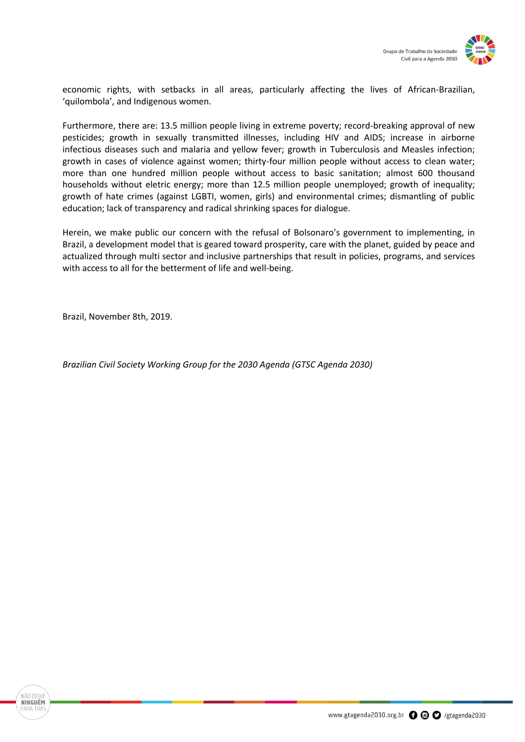economic rights, with setbacks in all areas, particularly affecting the lives of African-Brazilian, 'quilombola', and Indigenous women.

Furthermore, there are: 13.5 million people living in extreme poverty; record-breaking approval of new pesticides; growth in sexually transmitted illnesses, including HIV and AIDS; increase in airborne infectious diseases such and malaria and yellow fever; growth in Tuberculosis and Measles infection; growth in cases of violence against women; thirty-four million people without access to clean water; more than one hundred million people without access to basic sanitation; almost 600 thousand households without eletric energy; more than 12.5 million people unemployed; growth of inequality; growth of hate crimes (against LGBTI, women, girls) and environmental crimes; dismantling of public education; lack of transparency and radical shrinking spaces for dialogue.

Herein, we make public our concern with the refusal of Bolsonaro's government to implementing, in Brazil, a development model that is geared toward prosperity, care with the planet, guided by peace and actualized through multi sector and inclusive partnerships that result in policies, programs, and services with access to all for the betterment of life and well-being.

Brazil, November 8th, 2019.

*Brazilian Civil Society Working Group for the 2030 Agenda (GTSC Agenda 2030)*